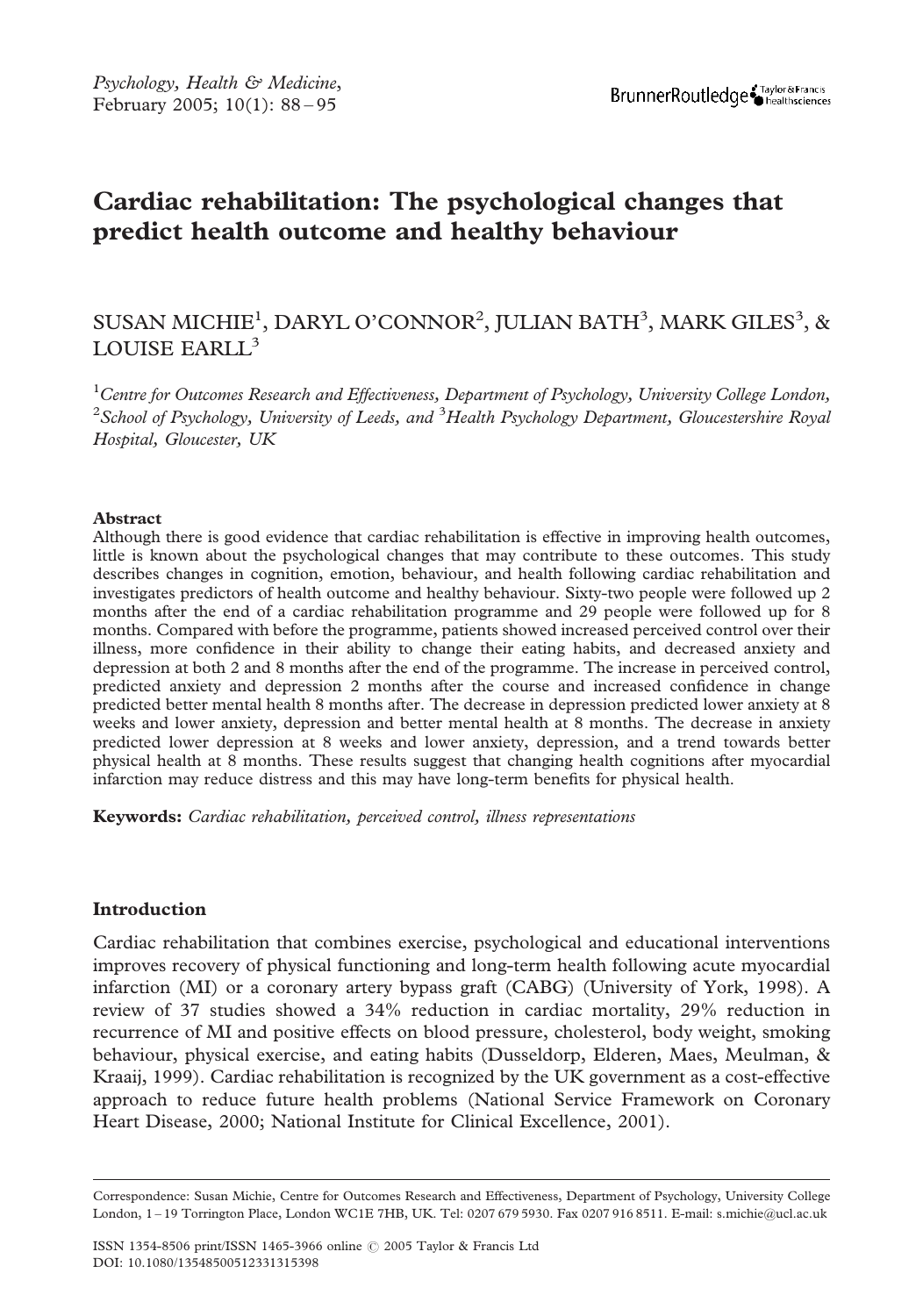# Cardiac rehabilitation: The psychological changes that predict health outcome and healthy behaviour

SUSAN MICHIE[1], DARYL O'CONNOR[2], JULIAN BATH[3], MARK GILES[3], & LOUISE EARLL[3]

[1]*Centre for Outcomes Research and Effectiveness, Department of Psychology, University College London,* [2]*School of Psychology, University of Leeds, and* [3]*Health Psychology Department, Gloucestershire Royal Hospital, Gloucester, UK*

### Abstract

Although there is good evidence that cardiac rehabilitation is effective in improving health outcomes, little is known about the psychological changes that may contribute to these outcomes. This study describes changes in cognition, emotion, behaviour, and health following cardiac rehabilitation and investigates predictors of health outcome and healthy behaviour. Sixty-two people were followed up 2 months after the end of a cardiac rehabilitation programme and 29 people were followed up for 8 months. Compared with before the programme, patients showed increased perceived control over their illness, more confidence in their ability to change their eating habits, and decreased anxiety and depression at both 2 and 8 months after the end of the programme. The increase in perceived control, predicted anxiety and depression 2 months after the course and increased confidence in change predicted better mental health 8 months after. The decrease in depression predicted lower anxiety at 8 weeks and lower anxiety, depression and better mental health at 8 months. The decrease in anxiety predicted lower depression at 8 weeks and lower anxiety, depression, and a trend towards better physical health at 8 months. These results suggest that changing health cognitions after myocardial infarction may reduce distress and this may have long-term benefits for physical health.

**Keywords:** *Cardiac rehabilitation, perceived control, illness representations*

## Introduction

Cardiac rehabilitation that combines exercise, psychological and educational interventions improves recovery of physical functioning and long-term health following acute myocardial infarction (MI) or a coronary artery bypass graft (CABG) (University of York, 1998). A review of 37 studies showed a 34% reduction in cardiac mortality, 29% reduction in recurrence of MI and positive effects on blood pressure, cholesterol, body weight, smoking behaviour, physical exercise, and eating habits (Dusseldorp, Elderen, Maes, Meulman, & Kraaij, 1999). Cardiac rehabilitation is recognized by the UK government as a cost-effective approach to reduce future health problems (National Service Framework on Coronary Heart Disease, 2000; National Institute for Clinical Excellence, 2001).

---

Correspondence: Susan Michie, Centre for Outcomes Research and Effectiveness, Department of Psychology, University College London, 1–19 Torrington Place, London WC1E 7HB, UK. Tel: 0207 679 5930. Fax 0207 916 8511. E-mail: s.michie@ucl.ac.uk

ISSN 1354-8506 print/ISSN 1465-3966 online © 2005 Taylor & Francis Ltd
DOI: 10.1080/13548500512331315398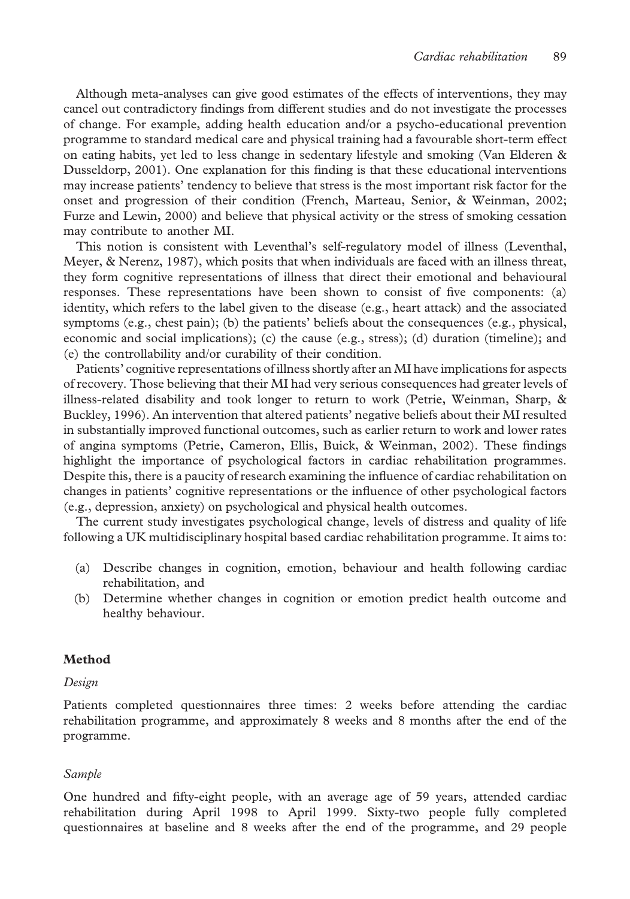Although meta-analyses can give good estimates of the effects of interventions, they may cancel out contradictory findings from different studies and do not investigate the processes of change. For example, adding health education and/or a psycho-educational prevention programme to standard medical care and physical training had a favourable short-term effect on eating habits, yet led to less change in sedentary lifestyle and smoking (Van Elderen & Dusseldorp, 2001). One explanation for this finding is that these educational interventions may increase patients' tendency to believe that stress is the most important risk factor for the onset and progression of their condition (French, Marteau, Senior, & Weinman, 2002; Furze and Lewin, 2000) and believe that physical activity or the stress of smoking cessation may contribute to another MI.

This notion is consistent with Leventhal's self-regulatory model of illness (Leventhal, Meyer, & Nerenz, 1987), which posits that when individuals are faced with an illness threat, they form cognitive representations of illness that direct their emotional and behavioural responses. These representations have been shown to consist of five components: (a) identity, which refers to the label given to the disease (e.g., heart attack) and the associated symptoms (e.g., chest pain); (b) the patients' beliefs about the consequences (e.g., physical, economic and social implications); (c) the cause (e.g., stress); (d) duration (timeline); and (e) the controllability and/or curability of their condition.

Patients' cognitive representations of illness shortly after an MI have implications for aspects of recovery. Those believing that their MI had very serious consequences had greater levels of illness-related disability and took longer to return to work (Petrie, Weinman, Sharp, & Buckley, 1996). An intervention that altered patients' negative beliefs about their MI resulted in substantially improved functional outcomes, such as earlier return to work and lower rates of angina symptoms (Petrie, Cameron, Ellis, Buick, & Weinman, 2002). These findings highlight the importance of psychological factors in cardiac rehabilitation programmes. Despite this, there is a paucity of research examining the influence of cardiac rehabilitation on changes in patients' cognitive representations or the influence of other psychological factors (e.g., depression, anxiety) on psychological and physical health outcomes.

The current study investigates psychological change, levels of distress and quality of life following a UK multidisciplinary hospital based cardiac rehabilitation programme. It aims to:

(a) Describe changes in cognition, emotion, behaviour and health following cardiac rehabilitation, and
(b) Determine whether changes in cognition or emotion predict health outcome and healthy behaviour.

## Method

### *Design*

Patients completed questionnaires three times: 2 weeks before attending the cardiac rehabilitation programme, and approximately 8 weeks and 8 months after the end of the programme.

### *Sample*

One hundred and fifty-eight people, with an average age of 59 years, attended cardiac rehabilitation during April 1998 to April 1999. Sixty-two people fully completed questionnaires at baseline and 8 weeks after the end of the programme, and 29 people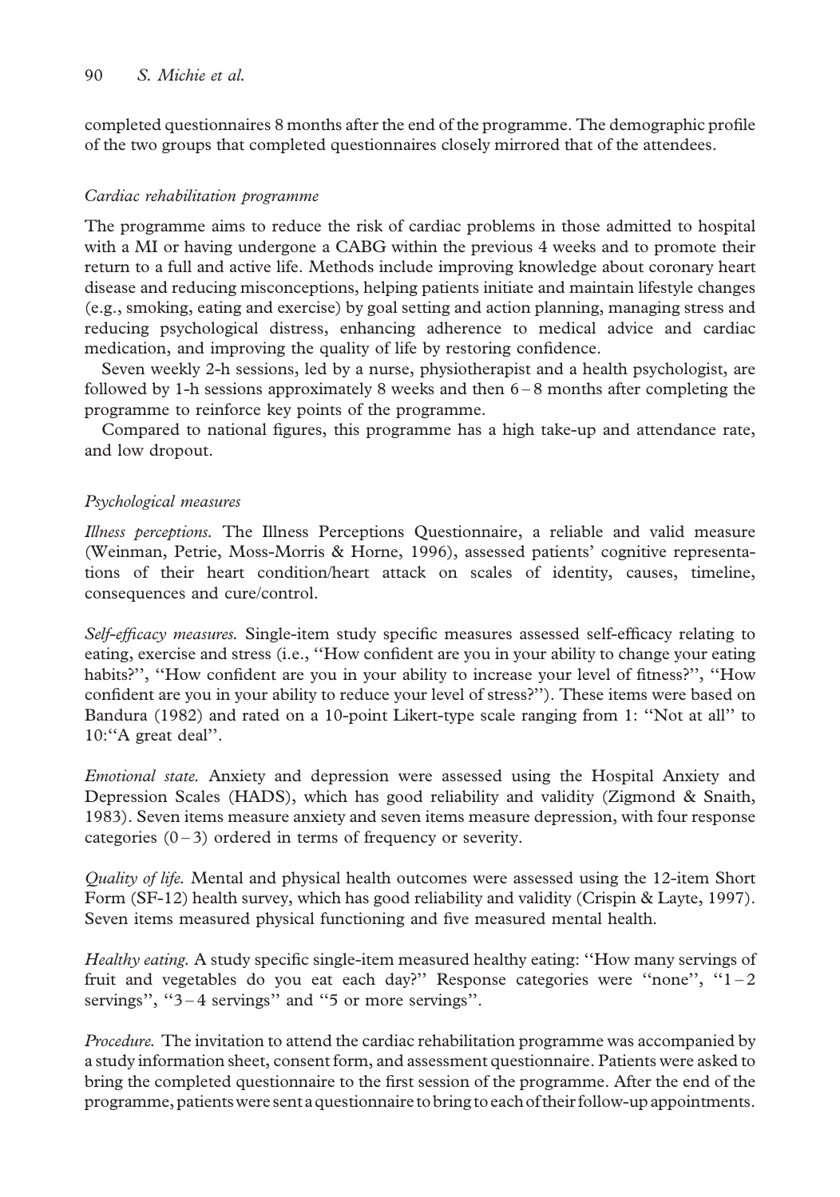completed questionnaires 8 months after the end of the programme. The demographic profile of the two groups that completed questionnaires closely mirrored that of the attendees.

### *Cardiac rehabilitation programme*

The programme aims to reduce the risk of cardiac problems in those admitted to hospital with a MI or having undergone a CABG within the previous 4 weeks and to promote their return to a full and active life. Methods include improving knowledge about coronary heart disease and reducing misconceptions, helping patients initiate and maintain lifestyle changes (e.g., smoking, eating and exercise) by goal setting and action planning, managing stress and reducing psychological distress, enhancing adherence to medical advice and cardiac medication, and improving the quality of life by restoring confidence.

Seven weekly 2-h sessions, led by a nurse, physiotherapist and a health psychologist, are followed by 1-h sessions approximately 8 weeks and then 6 – 8 months after completing the programme to reinforce key points of the programme.

Compared to national figures, this programme has a high take-up and attendance rate, and low dropout.

### *Psychological measures*

*Illness perceptions.* The Illness Perceptions Questionnaire, a reliable and valid measure (Weinman, Petrie, Moss-Morris & Horne, 1996), assessed patients' cognitive representations of their heart condition/heart attack on scales of identity, causes, timeline, consequences and cure/control.

*Self-efficacy measures.* Single-item study specific measures assessed self-efficacy relating to eating, exercise and stress (i.e., "How confident are you in your ability to change your eating habits?", "How confident are you in your ability to increase your level of fitness?", "How confident are you in your ability to reduce your level of stress?"). These items were based on Bandura (1982) and rated on a 10-point Likert-type scale ranging from 1: "Not at all" to 10:"A great deal".

*Emotional state.* Anxiety and depression were assessed using the Hospital Anxiety and Depression Scales (HADS), which has good reliability and validity (Zigmond & Snaith, 1983). Seven items measure anxiety and seven items measure depression, with four response categories (0 – 3) ordered in terms of frequency or severity.

*Quality of life.* Mental and physical health outcomes were assessed using the 12-item Short Form (SF-12) health survey, which has good reliability and validity (Crispin & Layte, 1997). Seven items measured physical functioning and five measured mental health.

*Healthy eating.* A study specific single-item measured healthy eating: "How many servings of fruit and vegetables do you eat each day?" Response categories were "none", "1 – 2 servings", "3 – 4 servings" and "5 or more servings".

*Procedure.* The invitation to attend the cardiac rehabilitation programme was accompanied by a study information sheet, consent form, and assessment questionnaire. Patients were asked to bring the completed questionnaire to the first session of the programme. After the end of the programme, patients were sent a questionnaire to bring to each of their follow-up appointments.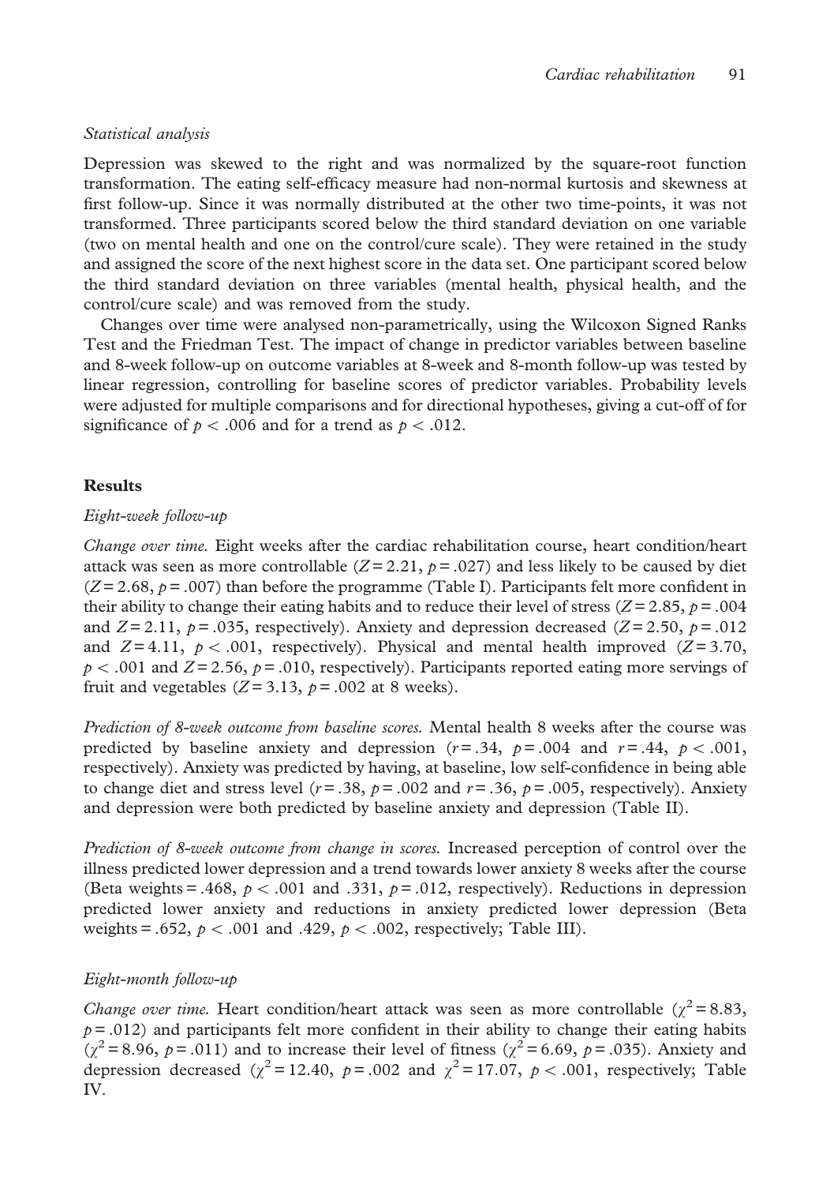*Statistical analysis*

Depression was skewed to the right and was normalized by the square-root function transformation. The eating self-efficacy measure had non-normal kurtosis and skewness at first follow-up. Since it was normally distributed at the other two time-points, it was not transformed. Three participants scored below the third standard deviation on one variable (two on mental health and one on the control/cure scale). They were retained in the study and assigned the score of the next highest score in the data set. One participant scored below the third standard deviation on three variables (mental health, physical health, and the control/cure scale) and was removed from the study.

Changes over time were analysed non-parametrically, using the Wilcoxon Signed Ranks Test and the Friedman Test. The impact of change in predictor variables between baseline and 8-week follow-up on outcome variables at 8-week and 8-month follow-up was tested by linear regression, controlling for baseline scores of predictor variables. Probability levels were adjusted for multiple comparisons and for directional hypotheses, giving a cut-off of for significance of $p < .006$ and for a trend as $p < .012$.

## Results

*Eight-week follow-up*

*Change over time.* Eight weeks after the cardiac rehabilitation course, heart condition/heart attack was seen as more controllable ($Z = 2.21$, $p = .027$) and less likely to be caused by diet ($Z = 2.68$, $p = .007$) than before the programme (Table I). Participants felt more confident in their ability to change their eating habits and to reduce their level of stress ($Z = 2.85$, $p = .004$ and $Z = 2.11$, $p = .035$, respectively). Anxiety and depression decreased ($Z = 2.50$, $p = .012$ and $Z = 4.11$, $p < .001$, respectively). Physical and mental health improved ($Z = 3.70$, $p < .001$ and $Z = 2.56$, $p = .010$, respectively). Participants reported eating more servings of fruit and vegetables ($Z = 3.13$, $p = .002$ at 8 weeks).

*Prediction of 8-week outcome from baseline scores.* Mental health 8 weeks after the course was predicted by baseline anxiety and depression ($r = .34$, $p = .004$ and $r = .44$, $p < .001$, respectively). Anxiety was predicted by having, at baseline, low self-confidence in being able to change diet and stress level ($r = .38$, $p = .002$ and $r = .36$, $p = .005$, respectively). Anxiety and depression were both predicted by baseline anxiety and depression (Table II).

*Prediction of 8-week outcome from change in scores.* Increased perception of control over the illness predicted lower depression and a trend towards lower anxiety 8 weeks after the course (Beta weights = .468, $p < .001$ and .331, $p = .012$, respectively). Reductions in depression predicted lower anxiety and reductions in anxiety predicted lower depression (Beta weights = .652, $p < .001$ and .429, $p < .002$, respectively; Table III).

*Eight-month follow-up*

*Change over time.* Heart condition/heart attack was seen as more controllable ($\chi^2 = 8.83$, $p = .012$) and participants felt more confident in their ability to change their eating habits ($\chi^2 = 8.96$, $p = .011$) and to increase their level of fitness ($\chi^2 = 6.69$, $p = .035$). Anxiety and depression decreased ($\chi^2 = 12.40$, $p = .002$ and $\chi^2 = 17.07$, $p < .001$, respectively; Table IV.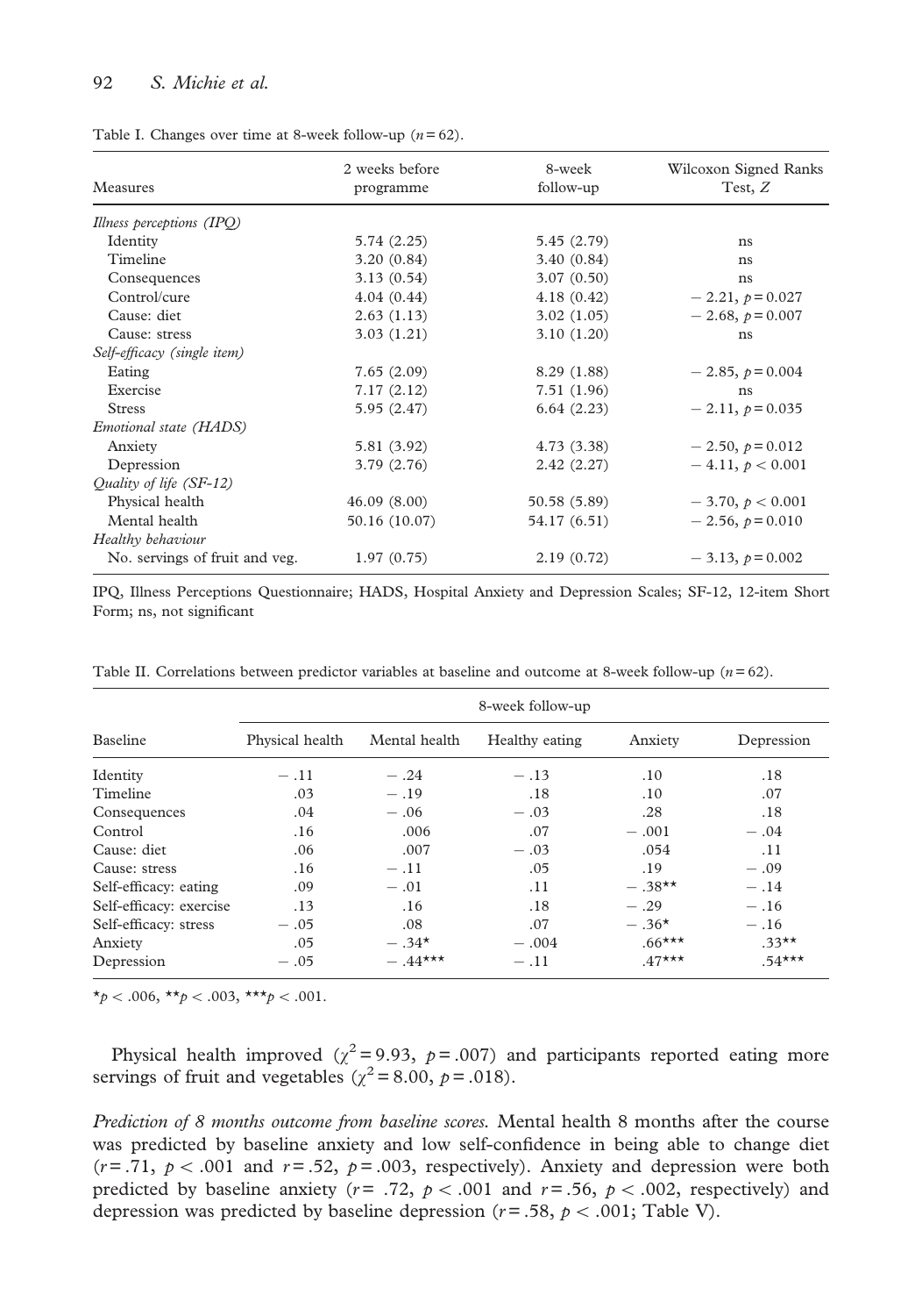Table I. Changes over time at 8-week follow-up ($n = 62$).

| Measures | 2 weeks before programme | 8-week follow-up | Wilcoxon Signed Ranks Test, $Z$ |
|---|---|---|---|
| *Illness perceptions (IPQ)* | | | |
| Identity | 5.74 (2.25) | 5.45 (2.79) | ns |
| Timeline | 3.20 (0.84) | 3.40 (0.84) | ns |
| Consequences | 3.13 (0.54) | 3.07 (0.50) | ns |
| Control/cure | 4.04 (0.44) | 4.18 (0.42) | $-2.21$, $p = 0.027$ |
| Cause: diet | 2.63 (1.13) | 3.02 (1.05) | $-2.68$, $p = 0.007$ |
| Cause: stress | 3.03 (1.21) | 3.10 (1.20) | ns |
| *Self-efficacy (single item)* | | | |
| Eating | 7.65 (2.09) | 8.29 (1.88) | $-2.85$, $p = 0.004$ |
| Exercise | 7.17 (2.12) | 7.51 (1.96) | ns |
| Stress | 5.95 (2.47) | 6.64 (2.23) | $-2.11$, $p = 0.035$ |
| *Emotional state (HADS)* | | | |
| Anxiety | 5.81 (3.92) | 4.73 (3.38) | $-2.50$, $p = 0.012$ |
| Depression | 3.79 (2.76) | 2.42 (2.27) | $-4.11$, $p < 0.001$ |
| *Quality of life (SF-12)* | | | |
| Physical health | 46.09 (8.00) | 50.58 (5.89) | $-3.70$, $p < 0.001$ |
| Mental health | 50.16 (10.07) | 54.17 (6.51) | $-2.56$, $p = 0.010$ |
| *Healthy behaviour* | | | |
| No. servings of fruit and veg. | 1.97 (0.75) | 2.19 (0.72) | $-3.13$, $p = 0.002$ |

IPQ, Illness Perceptions Questionnaire; HADS, Hospital Anxiety and Depression Scales; SF-12, 12-item Short Form; ns, not significant

Table II. Correlations between predictor variables at baseline and outcome at 8-week follow-up ($n = 62$).

| | 8-week follow-up | | | | |
|---|---|---|---|---|---|
| Baseline | Physical health | Mental health | Healthy eating | Anxiety | Depression |
| Identity | −.11 | −.24 | −.13 | .10 | .18 |
| Timeline | .03 | −.19 | .18 | .10 | .07 |
| Consequences | .04 | −.06 | −.03 | .28 | .18 |
| Control | .16 | .006 | .07 | −.001 | −.04 |
| Cause: diet | .06 | .007 | −.03 | .054 | .11 |
| Cause: stress | .16 | −.11 | .05 | .19 | −.09 |
| Self-efficacy: eating | .09 | −.01 | .11 | −.38** | −.14 |
| Self-efficacy: exercise | .13 | .16 | .18 | −.29 | −.16 |
| Self-efficacy: stress | −.05 | .08 | .07 | −.36* | −.16 |
| Anxiety | .05 | −.34* | −.004 | .66*** | .33** |
| Depression | −.05 | −.44*** | −.11 | .47*** | .54*** |

*$p < .006$, **$p < .003$, ***$p < .001$.

Physical health improved ($\chi^2 = 9.93$, $p = .007$) and participants reported eating more servings of fruit and vegetables ($\chi^2 = 8.00$, $p = .018$).

*Prediction of 8 months outcome from baseline scores.* Mental health 8 months after the course was predicted by baseline anxiety and low self-confidence in being able to change diet ($r = .71$, $p < .001$ and $r = .52$, $p = .003$, respectively). Anxiety and depression were both predicted by baseline anxiety ($r = .72$, $p < .001$ and $r = .56$, $p < .002$, respectively) and depression was predicted by baseline depression ($r = .58$, $p < .001$; Table V).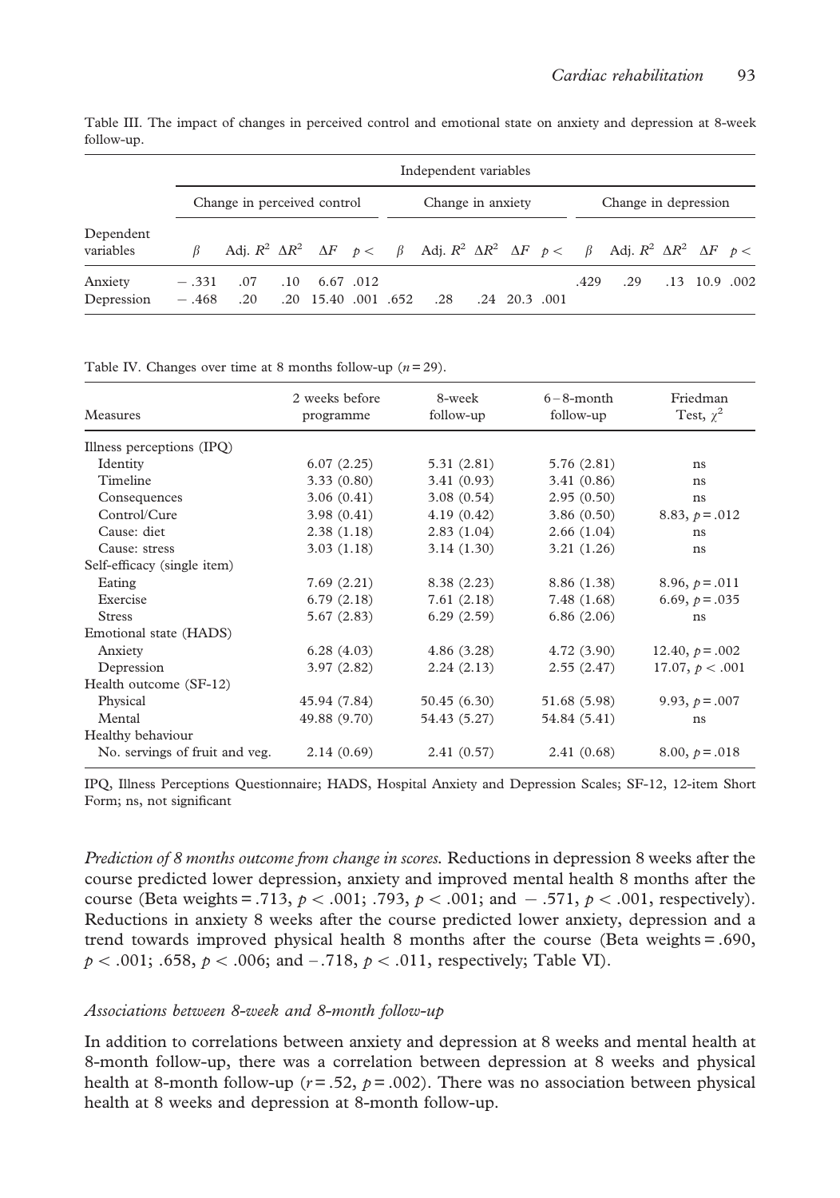Table III. The impact of changes in perceived control and emotional state on anxiety and depression at 8-week follow-up.

| | Independent variables | | | | | | | | | | | | | | |
|---|---|---|---|---|---|---|---|---|---|---|---|---|---|---|---|
| | Change in perceived control | | | | | Change in anxiety | | | | | Change in depression | | | | |
| Dependent variables | $\beta$ | Adj. $R^2$ | $\Delta R^2$ | $\Delta F$ | $p <$ | $\beta$ | Adj. $R^2$ | $\Delta R^2$ | $\Delta F$ | $p <$ | $\beta$ | Adj. $R^2$ | $\Delta R^2$ | $\Delta F$ | $p <$ |
| Anxiety | −.331 | .07 | .10 | 6.67 | .012 | | | | | | .429 | .29 | .13 | 10.9 | .002 |
| Depression | −.468 | .20 | .20 | 15.40 | .001 | .652 | .28 | .24 | 20.3 | .001 | | | | | |

Table IV. Changes over time at 8 months follow-up ($n = 29$).

| Measures | 2 weeks before programme | 8-week follow-up | 6–8-month follow-up | Friedman Test, $\chi^2$ |
|---|---|---|---|---|
| Illness perceptions (IPQ) | | | | |
| Identity | 6.07 (2.25) | 5.31 (2.81) | 5.76 (2.81) | ns |
| Timeline | 3.33 (0.80) | 3.41 (0.93) | 3.41 (0.86) | ns |
| Consequences | 3.06 (0.41) | 3.08 (0.54) | 2.95 (0.50) | ns |
| Control/Cure | 3.98 (0.41) | 4.19 (0.42) | 3.86 (0.50) | 8.83, $p = .012$ |
| Cause: diet | 2.38 (1.18) | 2.83 (1.04) | 2.66 (1.04) | ns |
| Cause: stress | 3.03 (1.18) | 3.14 (1.30) | 3.21 (1.26) | ns |
| Self-efficacy (single item) | | | | |
| Eating | 7.69 (2.21) | 8.38 (2.23) | 8.86 (1.38) | 8.96, $p = .011$ |
| Exercise | 6.79 (2.18) | 7.61 (2.18) | 7.48 (1.68) | 6.69, $p = .035$ |
| Stress | 5.67 (2.83) | 6.29 (2.59) | 6.86 (2.06) | ns |
| Emotional state (HADS) | | | | |
| Anxiety | 6.28 (4.03) | 4.86 (3.28) | 4.72 (3.90) | 12.40, $p = .002$ |
| Depression | 3.97 (2.82) | 2.24 (2.13) | 2.55 (2.47) | 17.07, $p < .001$ |
| Health outcome (SF-12) | | | | |
| Physical | 45.94 (7.84) | 50.45 (6.30) | 51.68 (5.98) | 9.93, $p = .007$ |
| Mental | 49.88 (9.70) | 54.43 (5.27) | 54.84 (5.41) | ns |
| Healthy behaviour | | | | |
| No. servings of fruit and veg. | 2.14 (0.69) | 2.41 (0.57) | 2.41 (0.68) | 8.00, $p = .018$ |

IPQ, Illness Perceptions Questionnaire; HADS, Hospital Anxiety and Depression Scales; SF-12, 12-item Short Form; ns, not significant

*Prediction of 8 months outcome from change in scores.* Reductions in depression 8 weeks after the course predicted lower depression, anxiety and improved mental health 8 months after the course (Beta weights = .713, $p < .001$; .793, $p < .001$; and −.571, $p < .001$, respectively). Reductions in anxiety 8 weeks after the course predicted lower anxiety, depression and a trend towards improved physical health 8 months after the course (Beta weights = .690, $p < .001$; .658, $p < .006$; and −.718, $p < .011$, respectively; Table VI).

### *Associations between 8-week and 8-month follow-up*

In addition to correlations between anxiety and depression at 8 weeks and mental health at 8-month follow-up, there was a correlation between depression at 8 weeks and physical health at 8-month follow-up ($r = .52$, $p = .002$). There was no association between physical health at 8 weeks and depression at 8-month follow-up.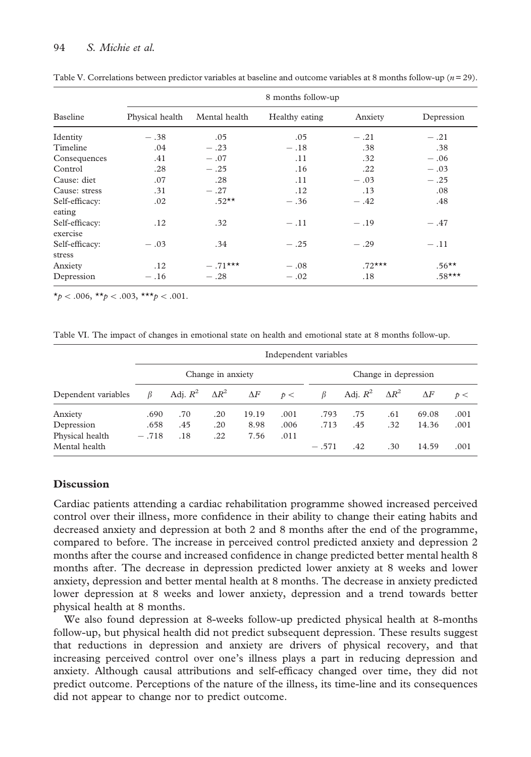Table V. Correlations between predictor variables at baseline and outcome variables at 8 months follow-up ($n = 29$).

| Baseline | 8 months follow-up | | | | |
|---|---|---|---|---|---|
| | Physical health | Mental health | Healthy eating | Anxiety | Depression |
| Identity | −.38 | .05 | .05 | −.21 | −.21 |
| Timeline | .04 | −.23 | −.18 | .38 | .38 |
| Consequences | .41 | −.07 | .11 | .32 | −.06 |
| Control | .28 | −.25 | .16 | .22 | −.03 |
| Cause: diet | .07 | .28 | .11 | −.03 | −.25 |
| Cause: stress | .31 | −.27 | .12 | .13 | .08 |
| Self-efficacy: eating | .02 | .52** | −.36 | −.42 | .48 |
| Self-efficacy: exercise | .12 | .32 | −.11 | −.19 | −.47 |
| Self-efficacy: stress | −.03 | .34 | −.25 | −.29 | −.11 |
| Anxiety | .12 | −.71*** | −.08 | .72*** | .56** |
| Depression | −.16 | −.28 | −.02 | .18 | .58*** |

*$p < .006$, **$p < .003$, ***$p < .001$.

Table VI. The impact of changes in emotional state on health and emotional state at 8 months follow-up.

| Dependent variables | Independent variables | | | | | | | | | |
|---|---|---|---|---|---|---|---|---|---|---|
| | Change in anxiety | | | | | Change in depression | | | | |
| | $\beta$ | Adj. $R^2$ | $\Delta R^2$ | $\Delta F$ | $p <$ | $\beta$ | Adj. $R^2$ | $\Delta R^2$ | $\Delta F$ | $p <$ |
| Anxiety | .690 | .70 | .20 | 19.19 | .001 | .793 | .75 | .61 | 69.08 | .001 |
| Depression | .658 | .45 | .20 | 8.98 | .006 | .713 | .45 | .32 | 14.36 | .001 |
| Physical health | −.718 | .18 | .22 | 7.56 | .011 | | | | | |
| Mental health | | | | | | −.571 | .42 | .30 | 14.59 | .001 |

## Discussion

Cardiac patients attending a cardiac rehabilitation programme showed increased perceived control over their illness, more confidence in their ability to change their eating habits and decreased anxiety and depression at both 2 and 8 months after the end of the programme, compared to before. The increase in perceived control predicted anxiety and depression 2 months after the course and increased confidence in change predicted better mental health 8 months after. The decrease in depression predicted lower anxiety at 8 weeks and lower anxiety, depression and better mental health at 8 months. The decrease in anxiety predicted lower depression at 8 weeks and lower anxiety, depression and a trend towards better physical health at 8 months.

We also found depression at 8-weeks follow-up predicted physical health at 8-months follow-up, but physical health did not predict subsequent depression. These results suggest that reductions in depression and anxiety are drivers of physical recovery, and that increasing perceived control over one's illness plays a part in reducing depression and anxiety. Although causal attributions and self-efficacy changed over time, they did not predict outcome. Perceptions of the nature of the illness, its time-line and its consequences did not appear to change nor to predict outcome.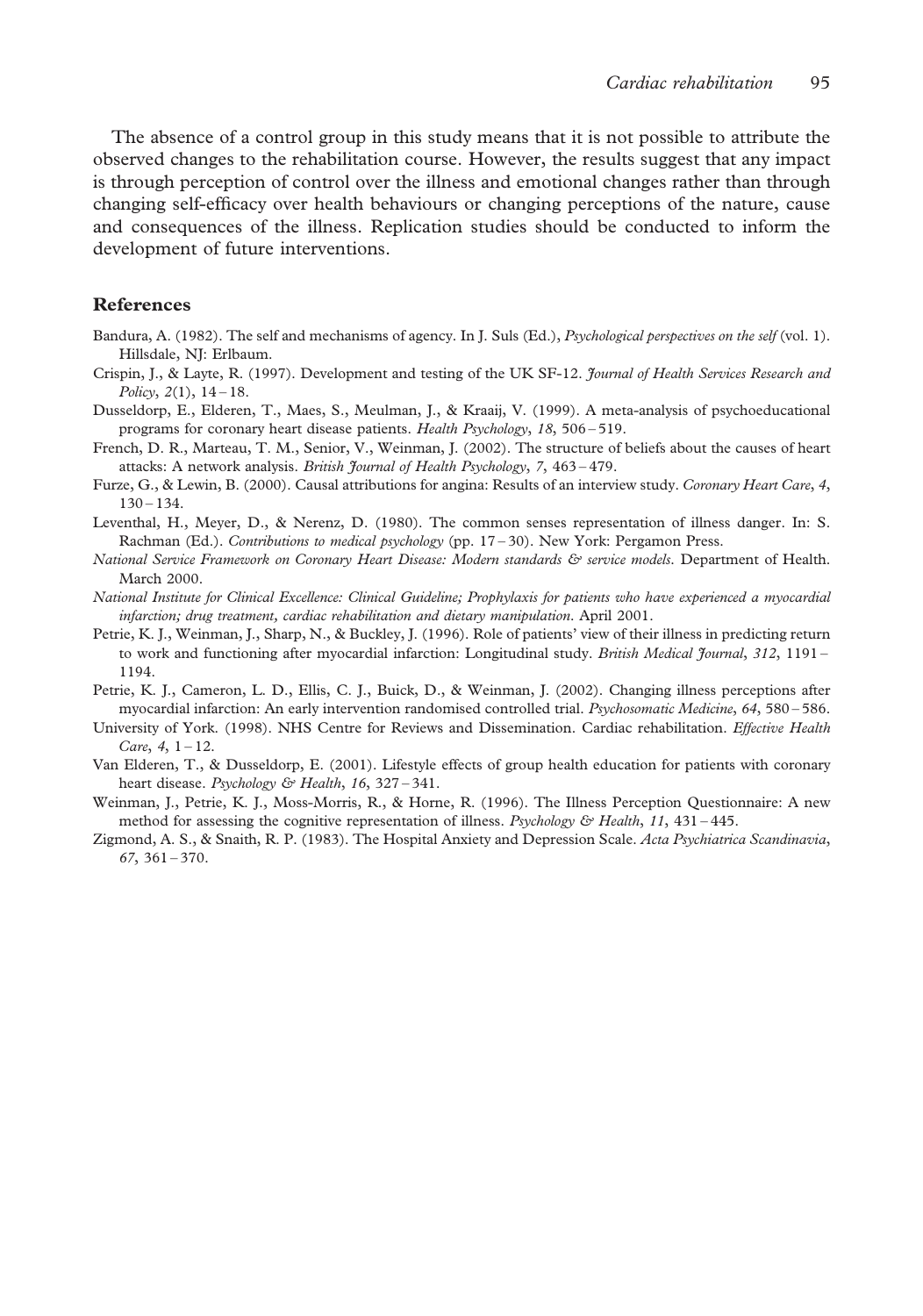The absence of a control group in this study means that it is not possible to attribute the observed changes to the rehabilitation course. However, the results suggest that any impact is through perception of control over the illness and emotional changes rather than through changing self-efficacy over health behaviours or changing perceptions of the nature, cause and consequences of the illness. Replication studies should be conducted to inform the development of future interventions.

## References

Bandura, A. (1982). The self and mechanisms of agency. In J. Suls (Ed.), *Psychological perspectives on the self* (vol. 1). Hillsdale, NJ: Erlbaum.

Crispin, J., & Layte, R. (1997). Development and testing of the UK SF-12. *Journal of Health Services Research and Policy*, *2*(1), 14 – 18.

Dusseldorp, E., Elderen, T., Maes, S., Meulman, J., & Kraaij, V. (1999). A meta-analysis of psychoeducational programs for coronary heart disease patients. *Health Psychology*, *18*, 506 – 519.

French, D. R., Marteau, T. M., Senior, V., Weinman, J. (2002). The structure of beliefs about the causes of heart attacks: A network analysis. *British Journal of Health Psychology*, *7*, 463 – 479.

Furze, G., & Lewin, B. (2000). Causal attributions for angina: Results of an interview study. *Coronary Heart Care*, *4*, 130 – 134.

Leventhal, H., Meyer, D., & Nerenz, D. (1980). The common senses representation of illness danger. In: S. Rachman (Ed.). *Contributions to medical psychology* (pp. 17 – 30). New York: Pergamon Press.

*National Service Framework on Coronary Heart Disease: Modern standards & service models*. Department of Health. March 2000.

*National Institute for Clinical Excellence: Clinical Guideline; Prophylaxis for patients who have experienced a myocardial infarction; drug treatment, cardiac rehabilitation and dietary manipulation.* April 2001.

Petrie, K. J., Weinman, J., Sharp, N., & Buckley, J. (1996). Role of patients' view of their illness in predicting return to work and functioning after myocardial infarction: Longitudinal study. *British Medical Journal*, *312*, 1191 – 1194.

Petrie, K. J., Cameron, L. D., Ellis, C. J., Buick, D., & Weinman, J. (2002). Changing illness perceptions after myocardial infarction: An early intervention randomised controlled trial. *Psychosomatic Medicine*, *64*, 580 – 586.

University of York. (1998). NHS Centre for Reviews and Dissemination. Cardiac rehabilitation. *Effective Health Care*, *4*, 1 – 12.

Van Elderen, T., & Dusseldorp, E. (2001). Lifestyle effects of group health education for patients with coronary heart disease. *Psychology & Health*, *16*, 327 – 341.

Weinman, J., Petrie, K. J., Moss-Morris, R., & Horne, R. (1996). The Illness Perception Questionnaire: A new method for assessing the cognitive representation of illness. *Psychology & Health*, *11*, 431 – 445.

Zigmond, A. S., & Snaith, R. P. (1983). The Hospital Anxiety and Depression Scale. *Acta Psychiatrica Scandinavia*, *67*, 361 – 370.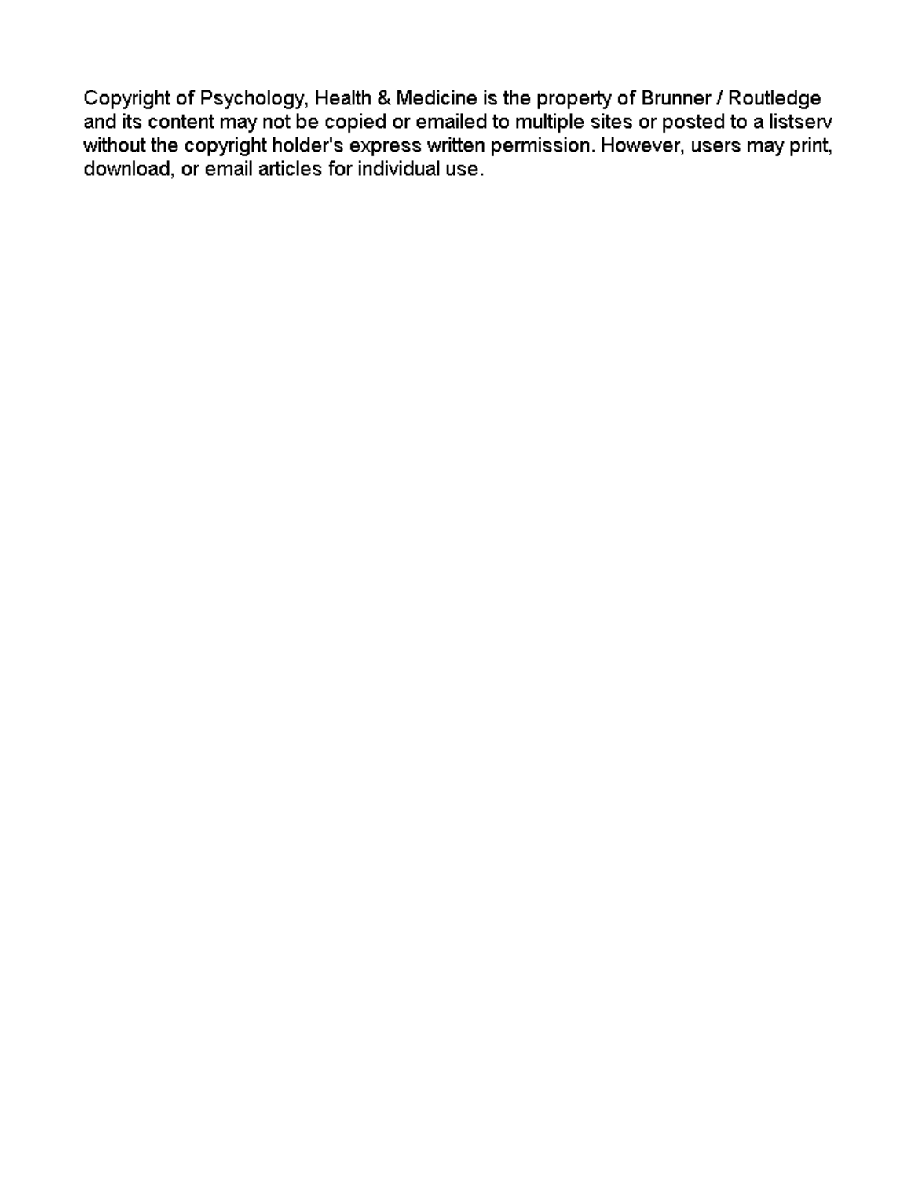Copyright of Psychology, Health & Medicine is the property of Brunner / Routledge and its content may not be copied or emailed to multiple sites or posted to a listserv without the copyright holder's express written permission. However, users may print, download, or email articles for individual use.